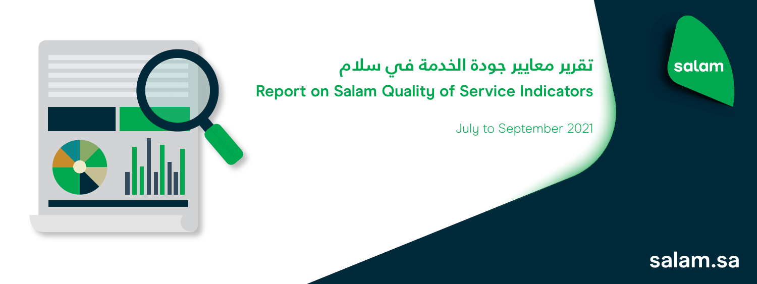# تقرير معايير جودة الخدمة في سلام

## Report on Salam Quality of Service Indicators

July to September 2021

salam

salam.sa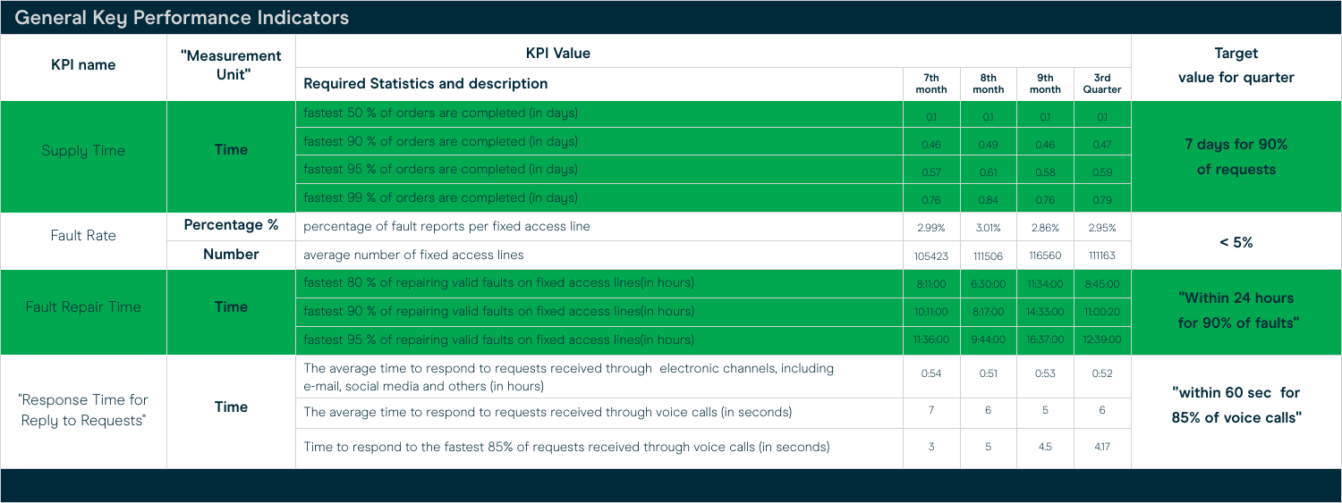## General Key Performance Indicators

| KPI name | "Measurement Unit" | KPI Value | | | | | Target value for quarter |
|---|---|---|---|---|---|---|---|
| | | Required Statistics and description | 7th month | 8th month | 9th month | 3rd Quarter | |
| Supply Time | Time | fastest 50 % of orders are completed (in days) | 0.1 | 0.1 | 0.1 | 0.1 | 7 days for 90% of requests |
| | | fastest 90 % of orders are completed (in days) | 0.46 | 0.49 | 0.46 | 0.47 | |
| | | fastest 95 % of orders are completed (in days) | 0.57 | 0.61 | 0.58 | 0.59 | |
| | | fastest 99 % of orders are completed (in days) | 0.76 | 0.84 | 0.76 | 0.79 | |
| Fault Rate | Percentage % | percentage of fault reports per fixed access line | 2.99% | 3.01% | 2.86% | 2.95% | < 5% |
| | Number | average number of fixed access lines | 105423 | 111506 | 116560 | 111163 | |
| Fault Repair Time | Time | fastest 80 % of repairing valid faults on fixed access lines(in hours) | 8:11:00 | 6:30:00 | 11:34:00 | 8:45:00 | "Within 24 hours for 90% of faults" |
| | | fastest 90 % of repairing valid faults on fixed access lines(in hours) | 10:11:00 | 8:17:00 | 14:33:00 | 11:00:20 | |
| | | fastest 95 % of repairing valid faults on fixed access lines(in hours) | 11:36:00 | 9:44:00 | 16:37:00 | 12:39:00 | |
| "Response Time for Reply to Requests" | Time | The average time to respond to requests received through electronic channels, including e-mail, social media and others (in hours) | 0:54 | 0:51 | 0:53 | 0:52 | "within 60 sec for 85% of voice calls" |
| | | The average time to respond to requests received through voice calls (in seconds) | 7 | 6 | 5 | 6 | |
| | | Time to respond to the fastest 85% of requests received through voice calls (in seconds) | 3 | 5 | 4.5 | 4.17 | |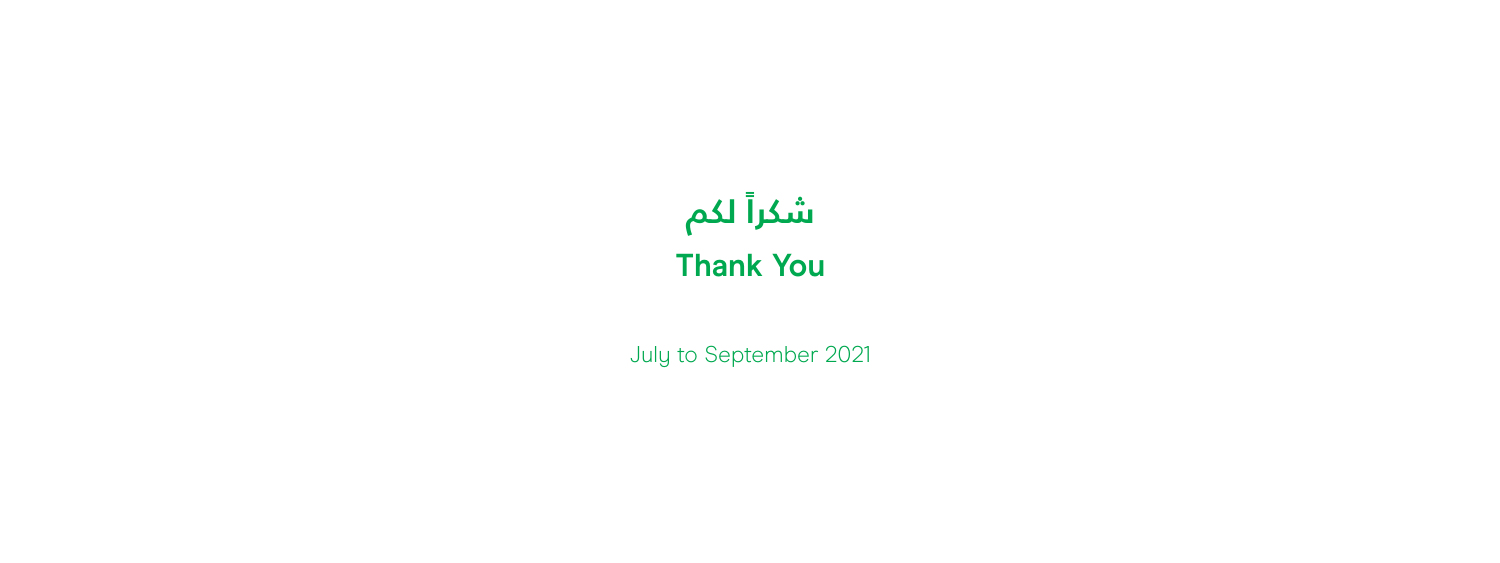# شكراً لكم

# Thank You

July to September 2021